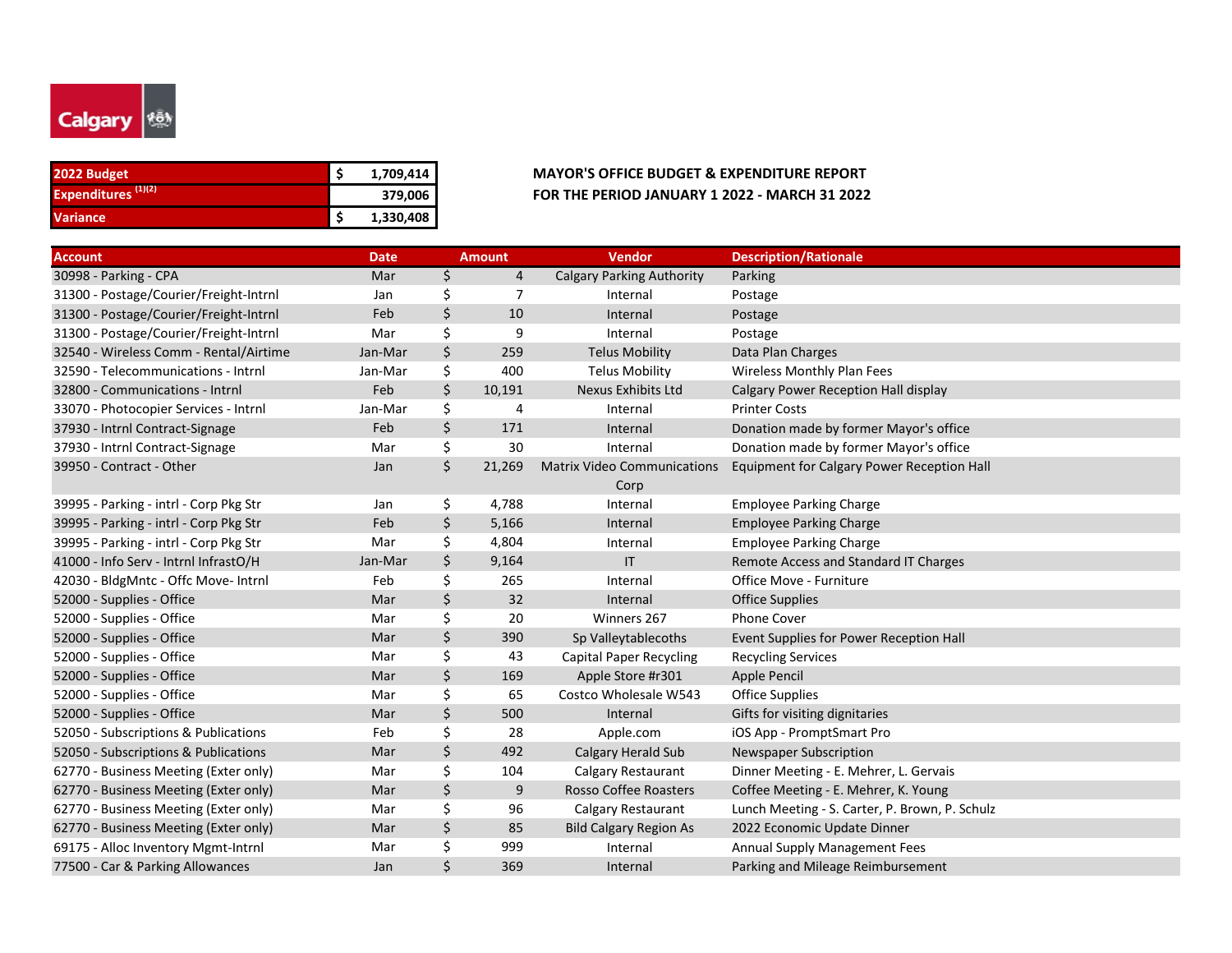Calgary

| 2022 Budget | $ 1,709,414 |
|---|---|
| Expenditures [(1)(2)] | 379,006 |
| Variance | $ 1,330,408 |

**MAYOR'S OFFICE BUDGET & EXPENDITURE REPORT**
**FOR THE PERIOD JANUARY 1 2022 - MARCH 31 2022**

| Account | Date | Amount | Vendor | Description/Rationale |
|---|---|---|---|---|
| 30998 - Parking - CPA | Mar | $ 4 | Calgary Parking Authority | Parking |
| 31300 - Postage/Courier/Freight-Intrnl | Jan | $ 7 | Internal | Postage |
| 31300 - Postage/Courier/Freight-Intrnl | Feb | $ 10 | Internal | Postage |
| 31300 - Postage/Courier/Freight-Intrnl | Mar | $ 9 | Internal | Postage |
| 32540 - Wireless Comm - Rental/Airtime | Jan-Mar | $ 259 | Telus Mobility | Data Plan Charges |
| 32590 - Telecommunications - Intrnl | Jan-Mar | $ 400 | Telus Mobility | Wireless Monthly Plan Fees |
| 32800 - Communications - Intrnl | Feb | $ 10,191 | Nexus Exhibits Ltd | Calgary Power Reception Hall display |
| 33070 - Photocopier Services - Intrnl | Jan-Mar | $ 4 | Internal | Printer Costs |
| 37930 - Intrnl Contract-Signage | Feb | $ 171 | Internal | Donation made by former Mayor's office |
| 37930 - Intrnl Contract-Signage | Mar | $ 30 | Internal | Donation made by former Mayor's office |
| 39950 - Contract - Other | Jan | $ 21,269 | Matrix Video Communications Corp | Equipment for Calgary Power Reception Hall |
| 39995 - Parking - intrl - Corp Pkg Str | Jan | $ 4,788 | Internal | Employee Parking Charge |
| 39995 - Parking - intrl - Corp Pkg Str | Feb | $ 5,166 | Internal | Employee Parking Charge |
| 39995 - Parking - intrl - Corp Pkg Str | Mar | $ 4,804 | Internal | Employee Parking Charge |
| 41000 - Info Serv - Intrnl InfrastO/H | Jan-Mar | $ 9,164 | IT | Remote Access and Standard IT Charges |
| 42030 - BldgMntc - Offc Move- Intrnl | Feb | $ 265 | Internal | Office Move - Furniture |
| 52000 - Supplies - Office | Mar | $ 32 | Internal | Office Supplies |
| 52000 - Supplies - Office | Mar | $ 20 | Winners 267 | Phone Cover |
| 52000 - Supplies - Office | Mar | $ 390 | Sp Valleytablecoths | Event Supplies for Power Reception Hall |
| 52000 - Supplies - Office | Mar | $ 43 | Capital Paper Recycling | Recycling Services |
| 52000 - Supplies - Office | Mar | $ 169 | Apple Store #r301 | Apple Pencil |
| 52000 - Supplies - Office | Mar | $ 65 | Costco Wholesale W543 | Office Supplies |
| 52000 - Supplies - Office | Mar | $ 500 | Internal | Gifts for visiting dignitaries |
| 52050 - Subscriptions & Publications | Feb | $ 28 | Apple.com | iOS App - PromptSmart Pro |
| 52050 - Subscriptions & Publications | Mar | $ 492 | Calgary Herald Sub | Newspaper Subscription |
| 62770 - Business Meeting (Exter only) | Mar | $ 104 | Calgary Restaurant | Dinner Meeting - E. Mehrer, L. Gervais |
| 62770 - Business Meeting (Exter only) | Mar | $ 9 | Rosso Coffee Roasters | Coffee Meeting - E. Mehrer, K. Young |
| 62770 - Business Meeting (Exter only) | Mar | $ 96 | Calgary Restaurant | Lunch Meeting - S. Carter, P. Brown, P. Schulz |
| 62770 - Business Meeting (Exter only) | Mar | $ 85 | Bild Calgary Region As | 2022 Economic Update Dinner |
| 69175 - Alloc Inventory Mgmt-Intrnl | Mar | $ 999 | Internal | Annual Supply Management Fees |
| 77500 - Car & Parking Allowances | Jan | $ 369 | Internal | Parking and Mileage Reimbursement |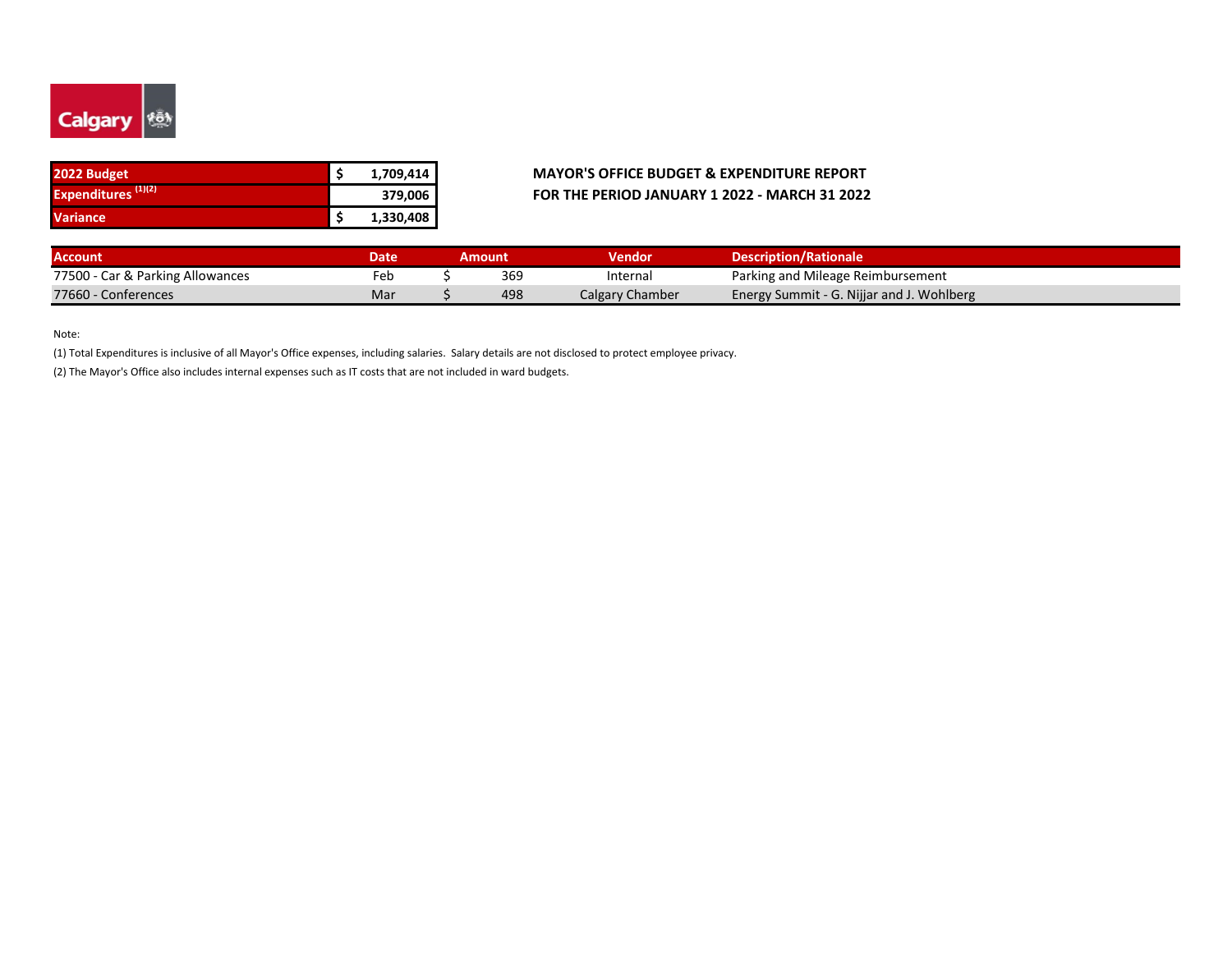| | | |
|---|---|---|
| **2022 Budget** | $ | **1,709,414** |
| **Expenditures** [(1)(2)] | | **379,006** |
| **Variance** | $ | **1,330,408** |

**MAYOR'S OFFICE BUDGET & EXPENDITURE REPORT**
**FOR THE PERIOD JANUARY 1 2022 - MARCH 31 2022**

| Account | Date | Amount | Vendor | Description/Rationale |
|---|---|---|---|---|
| 77500 - Car & Parking Allowances | Feb | $ 369 | Internal | Parking and Mileage Reimbursement |
| 77660 - Conferences | Mar | $ 498 | Calgary Chamber | Energy Summit - G. Nijjar and J. Wohlberg |

Note:

(1) Total Expenditures is inclusive of all Mayor's Office expenses, including salaries. Salary details are not disclosed to protect employee privacy.

(2) The Mayor's Office also includes internal expenses such as IT costs that are not included in ward budgets.